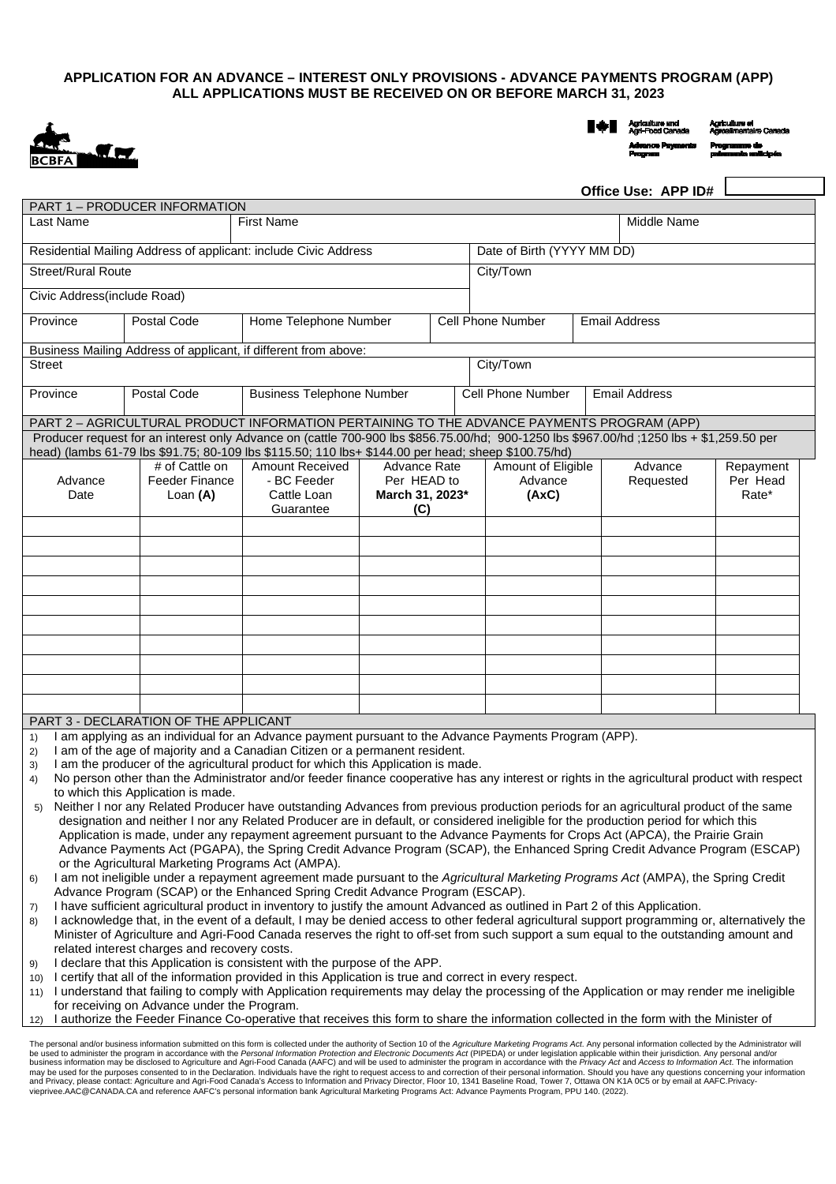**APPLICATION FOR AN ADVANCE – INTEREST ONLY PROVISIONS - ADVANCE PAYMENTS PROGRAM (APP)**
**ALL APPLICATIONS MUST BE RECEIVED ON OR BEFORE MARCH 31, 2023**

BCBFA

Agriculture and Agri-Food Canada | Agriculture et Agroalimentaire Canada
Advance Payments Program | Programme de paiements anticipés

**Office Use: APP ID#**

| PART 1 – PRODUCER INFORMATION | | | | | |
|---|---|---|---|---|---|
| Last Name | | First Name | | | Middle Name |
| Residential Mailing Address of applicant: include Civic Address | | | | Date of Birth (YYYY MM DD) | |
| Street/Rural Route | | | | City/Town | |
| Civic Address(include Road) | | | | | |
| Province | Postal Code | Home Telephone Number | Cell Phone Number | Email Address | |
| Business Mailing Address of applicant, if different from above: | | | | | |
| Street | | | | City/Town | |
| Province | Postal Code | Business Telephone Number | Cell Phone Number | Email Address | |

PART 2 – AGRICULTURAL PRODUCT INFORMATION PERTAINING TO THE ADVANCE PAYMENTS PROGRAM (APP)

Producer request for an interest only Advance on (cattle 700-900 lbs $856.75.00/hd; 900-1250 lbs $967.00/hd ;1250 lbs + $1,259.50 per head) (lambs 61-79 lbs $91.75; 80-109 lbs $115.50; 110 lbs+ $144.00 per head; sheep $100.75/hd)

| Advance Date | # of Cattle on Feeder Finance Loan **(A)** | Amount Received - BC Feeder Cattle Loan Guarantee | Advance Rate Per HEAD to **March 31, 2023\*** **(C)** | Amount of Eligible Advance **(AxC)** | Advance Requested | Repayment Per Head Rate* |
|---|---|---|---|---|---|---|
| | | | | | | |
| | | | | | | |
| | | | | | | |
| | | | | | | |
| | | | | | | |
| | | | | | | |
| | | | | | | |
| | | | | | | |
| | | | | | | |
| | | | | | | |

PART 3 - DECLARATION OF THE APPLICANT

1) I am applying as an individual for an Advance payment pursuant to the Advance Payments Program (APP).
2) I am of the age of majority and a Canadian Citizen or a permanent resident.
3) I am the producer of the agricultural product for which this Application is made.
4) No person other than the Administrator and/or feeder finance cooperative has any interest or rights in the agricultural product with respect to which this Application is made.
5) Neither I nor any Related Producer have outstanding Advances from previous production periods for an agricultural product of the same designation and neither I nor any Related Producer are in default, or considered ineligible for the production period for which this Application is made, under any repayment agreement pursuant to the Advance Payments for Crops Act (APCA), the Prairie Grain Advance Payments Act (PGAPA), the Spring Credit Advance Program (SCAP), the Enhanced Spring Credit Advance Program (ESCAP) or the Agricultural Marketing Programs Act (AMPA).
6) I am not ineligible under a repayment agreement made pursuant to the *Agricultural Marketing Programs Act* (AMPA), the Spring Credit Advance Program (SCAP) or the Enhanced Spring Credit Advance Program (ESCAP).
7) I have sufficient agricultural product in inventory to justify the amount Advanced as outlined in Part 2 of this Application.
8) I acknowledge that, in the event of a default, I may be denied access to other federal agricultural support programming or, alternatively the Minister of Agriculture and Agri-Food Canada reserves the right to off-set from such support a sum equal to the outstanding amount and related interest charges and recovery costs.
9) I declare that this Application is consistent with the purpose of the APP.
10) I certify that all of the information provided in this Application is true and correct in every respect.
11) I understand that failing to comply with Application requirements may delay the processing of the Application or may render me ineligible for receiving on Advance under the Program.
12) I authorize the Feeder Finance Co-operative that receives this form to share the information collected in the form with the Minister of

The personal and/or business information submitted on this form is collected under the authority of Section 10 of the *Agriculture Marketing Programs Act*. Any personal information collected by the Administrator will be used to administer the program in accordance with the *Personal Information Protection and Electronic Documents Act* (PIPEDA) or under legislation applicable within their jurisdiction. Any personal and/or business information may be disclosed to Agriculture and Agri-Food Canada (AAFC) and will be used to administer the program in accordance with the *Privacy Act* and *Access to Information Act*. The information may be used for the purposes consented to in the Declaration. Individuals have the right to request access to and correction of their personal information. Should you have any questions concerning your information and Privacy, please contact: Agriculture and Agri-Food Canada's Access to Information and Privacy Director, Floor 10, 1341 Baseline Road, Tower 7, Ottawa ON K1A 0C5 or by email at AAFC.Privacy-vieprivee.AAC@CANADA.CA and reference AAFC's personal information bank Agricultural Marketing Programs Act: Advance Payments Program, PPU 140. (2022).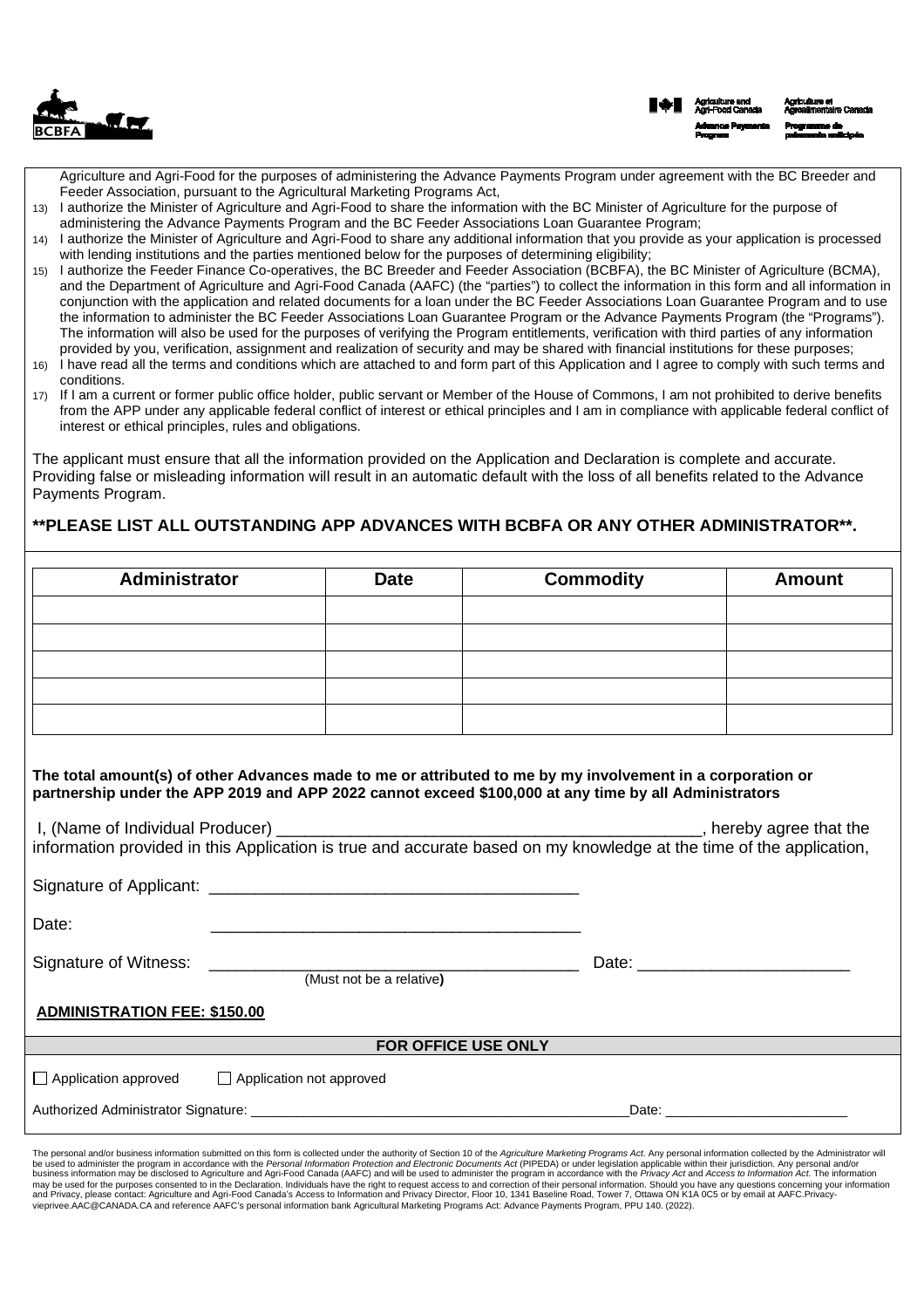Agriculture and Agri-Food for the purposes of administering the Advance Payments Program under agreement with the BC Breeder and Feeder Association, pursuant to the Agricultural Marketing Programs Act,

13) I authorize the Minister of Agriculture and Agri-Food to share the information with the BC Minister of Agriculture for the purpose of administering the Advance Payments Program and the BC Feeder Associations Loan Guarantee Program;
14) I authorize the Minister of Agriculture and Agri-Food to share any additional information that you provide as your application is processed with lending institutions and the parties mentioned below for the purposes of determining eligibility;
15) I authorize the Feeder Finance Co-operatives, the BC Breeder and Feeder Association (BCBFA), the BC Minister of Agriculture (BCMA), and the Department of Agriculture and Agri-Food Canada (AAFC) (the "parties") to collect the information in this form and all information in conjunction with the application and related documents for a loan under the BC Feeder Associations Loan Guarantee Program and to use the information to administer the BC Feeder Associations Loan Guarantee Program or the Advance Payments Program (the "Programs"). The information will also be used for the purposes of verifying the Program entitlements, verification with third parties of any information provided by you, verification, assignment and realization of security and may be shared with financial institutions for these purposes;
16) I have read all the terms and conditions which are attached to and form part of this Application and I agree to comply with such terms and conditions.
17) If I am a current or former public office holder, public servant or Member of the House of Commons, I am not prohibited to derive benefits from the APP under any applicable federal conflict of interest or ethical principles and I am in compliance with applicable federal conflict of interest or ethical principles, rules and obligations.

The applicant must ensure that all the information provided on the Application and Declaration is complete and accurate. Providing false or misleading information will result in an automatic default with the loss of all benefits related to the Advance Payments Program.

**\*\*PLEASE LIST ALL OUTSTANDING APP ADVANCES WITH BCBFA OR ANY OTHER ADMINISTRATOR\*\*.**

| Administrator | Date | Commodity | Amount |
|---|---|---|---|
| | | | |
| | | | |
| | | | |
| | | | |
| | | | |

**The total amount(s) of other Advances made to me or attributed to me by my involvement in a corporation or partnership under the APP 2019 and APP 2022 cannot exceed $100,000 at any time by all Administrators**

I, (Name of Individual Producer) _______________________________________________, hereby agree that the information provided in this Application is true and accurate based on my knowledge at the time of the application,

Signature of Applicant: ________________________________________

Date: ________________________________________

Signature of Witness: ________________________________________ Date: ________________________
(Must not be a relative)

**ADMINISTRATION FEE: $150.00**

**FOR OFFICE USE ONLY**

☐ Application approved ☐ Application not approved

Authorized Administrator Signature: ________________________________________________ Date: ________________________

The personal and/or business information submitted on this form is collected under the authority of Section 10 of the *Agriculture Marketing Programs Act*. Any personal information collected by the Administrator will be used to administer the program in accordance with the *Personal Information Protection and Electronic Documents Act* (PIPEDA) or under legislation applicable within their jurisdiction. Any personal and/or business information may be disclosed to Agriculture and Agri-Food Canada (AAFC) and will be used to administer the program in accordance with the *Privacy Act* and *Access to Information Act*. The information may be used for the purposes consented to in the Declaration. Individuals have the right to request access to and correction of their personal information. Should you have any questions concerning your information and Privacy, please contact: Agriculture and Agri-Food Canada's Access to Information and Privacy Director, Floor 10, 1341 Baseline Road, Tower 7, Ottawa ON K1A 0C5 or by email at AAFC.Privacy-vieprivee.AAC@CANADA.CA and reference AAFC's personal information bank Agricultural Marketing Programs Act: Advance Payments Program, PPU 140. (2022).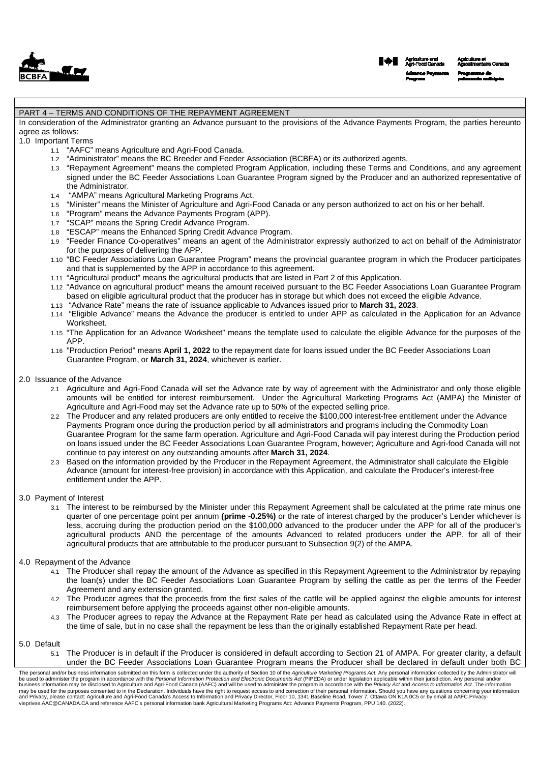## PART 4 – TERMS AND CONDITIONS OF THE REPAYMENT AGREEMENT

In consideration of the Administrator granting an Advance pursuant to the provisions of the Advance Payments Program, the parties hereunto agree as follows:

1.0 Important Terms

1.1 "AAFC" means Agriculture and Agri-Food Canada.

1.2 "Administrator" means the BC Breeder and Feeder Association (BCBFA) or its authorized agents.

1.3 "Repayment Agreement" means the completed Program Application, including these Terms and Conditions, and any agreement signed under the BC Feeder Associations Loan Guarantee Program signed by the Producer and an authorized representative of the Administrator.

1.4 "AMPA" means Agricultural Marketing Programs Act.

1.5 "Minister" means the Minister of Agriculture and Agri-Food Canada or any person authorized to act on his or her behalf.

1.6 "Program" means the Advance Payments Program (APP).

1.7 "SCAP" means the Spring Credit Advance Program.

1.8 "ESCAP" means the Enhanced Spring Credit Advance Program.

1.9 "Feeder Finance Co-operatives" means an agent of the Administrator expressly authorized to act on behalf of the Administrator for the purposes of delivering the APP.

1.10 "BC Feeder Associations Loan Guarantee Program" means the provincial guarantee program in which the Producer participates and that is supplemented by the APP in accordance to this agreement.

1.11 "Agricultural product" means the agricultural products that are listed in Part 2 of this Application.

1.12 "Advance on agricultural product" means the amount received pursuant to the BC Feeder Associations Loan Guarantee Program based on eligible agricultural product that the producer has in storage but which does not exceed the eligible Advance.

1.13 "Advance Rate" means the rate of issuance applicable to Advances issued prior to **March 31, 2023**.

1.14 "Eligible Advance" means the Advance the producer is entitled to under APP as calculated in the Application for an Advance Worksheet.

1.15 "The Application for an Advance Worksheet" means the template used to calculate the eligible Advance for the purposes of the APP.

1.16 "Production Period" means **April 1, 2022** to the repayment date for loans issued under the BC Feeder Associations Loan Guarantee Program, or **March 31, 2024**, whichever is earlier.

2.0 Issuance of the Advance

2.1 Agriculture and Agri-Food Canada will set the Advance rate by way of agreement with the Administrator and only those eligible amounts will be entitled for interest reimbursement. Under the Agricultural Marketing Programs Act (AMPA) the Minister of Agriculture and Agri-Food may set the Advance rate up to 50% of the expected selling price.

2.2 The Producer and any related producers are only entitled to receive the $100,000 interest-free entitlement under the Advance Payments Program once during the production period by all administrators and programs including the Commodity Loan Guarantee Program for the same farm operation. Agriculture and Agri-Food Canada will pay interest during the Production period on loans issued under the BC Feeder Associations Loan Guarantee Program, however; Agriculture and Agri-food Canada will not continue to pay interest on any outstanding amounts after **March 31, 2024**.

2.3 Based on the information provided by the Producer in the Repayment Agreement, the Administrator shall calculate the Eligible Advance (amount for interest-free provision) in accordance with this Application, and calculate the Producer's interest-free entitlement under the APP.

3.0 Payment of Interest

3.1 The interest to be reimbursed by the Minister under this Repayment Agreement shall be calculated at the prime rate minus one quarter of one percentage point per annum **(prime -0.25%)** or the rate of interest charged by the producer's Lender whichever is less, accruing during the production period on the $100,000 advanced to the producer under the APP for all of the producer's agricultural products AND the percentage of the amounts Advanced to related producers under the APP, for all of their agricultural products that are attributable to the producer pursuant to Subsection 9(2) of the AMPA.

4.0 Repayment of the Advance

4.1 The Producer shall repay the amount of the Advance as specified in this Repayment Agreement to the Administrator by repaying the loan(s) under the BC Feeder Associations Loan Guarantee Program by selling the cattle as per the terms of the Feeder Agreement and any extension granted.

4.2 The Producer agrees that the proceeds from the first sales of the cattle will be applied against the eligible amounts for interest reimbursement before applying the proceeds against other non-eligible amounts.

4.3 The Producer agrees to repay the Advance at the Repayment Rate per head as calculated using the Advance Rate in effect at the time of sale, but in no case shall the repayment be less than the originally established Repayment Rate per head.

5.0 Default

5.1 The Producer is in default if the Producer is considered in default according to Section 21 of AMPA. For greater clarity, a default under the BC Feeder Associations Loan Guarantee Program means the Producer shall be declared in default under both BC

The personal and/or business information submitted on this form is collected under the authority of Section 10 of the *Agriculture Marketing Programs Act*. Any personal information collected by the Administrator will be used to administer the program in accordance with the *Personal Information Protection and Electronic Documents Act* (PIPEDA) or under legislation applicable within their jurisdiction. Any personal and/or business information may be disclosed to Agriculture and Agri-Food Canada (AAFC) and will be used to administer the program in accordance with the *Privacy Act* and *Access to Information Act*. The information may be used for the purposes consented to in the Declaration. Individuals have the right to request access to and correction of their personal information. Should you have any questions concerning your information and Privacy, please contact: Agriculture and Agri-Food Canada's Access to Information and Privacy Director, Floor 10, 1341 Baseline Road, Tower 7, Ottawa ON K1A 0C5 or by email at AAFC.Privacy-vieprivee.AAC@CANADA.CA and reference AAFC's personal information bank Agricultural Marketing Programs Act: Advance Payments Program, PPU 140. (2022).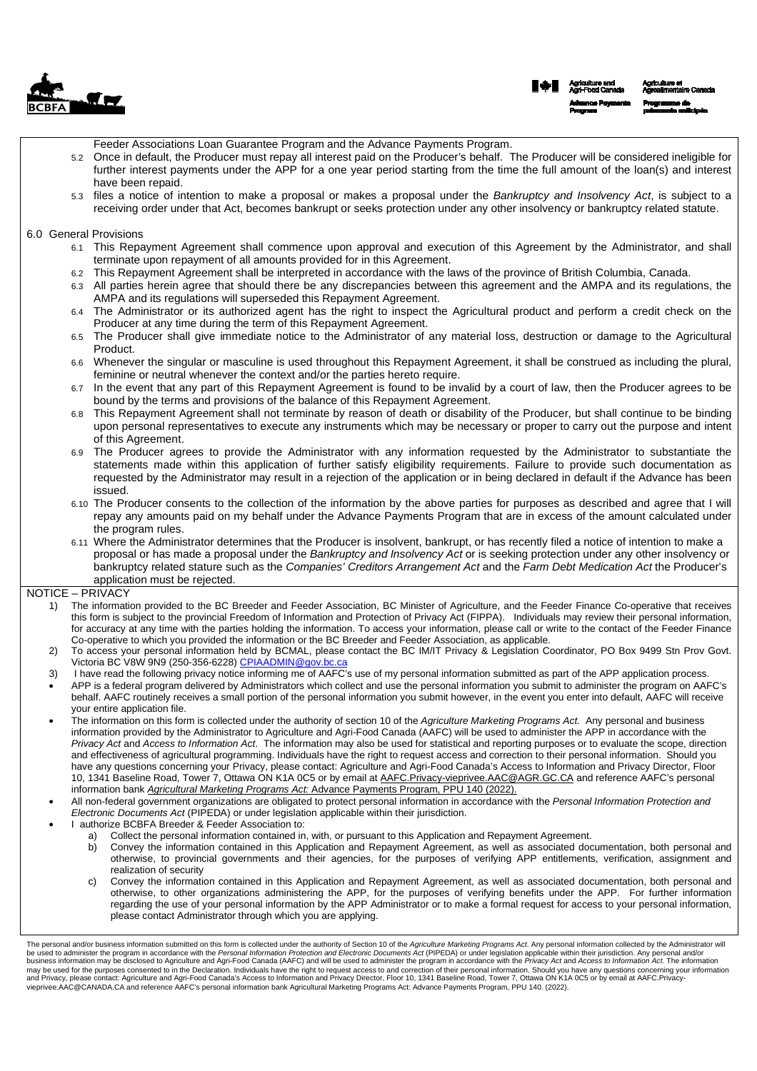Feeder Associations Loan Guarantee Program and the Advance Payments Program.

5.2 Once in default, the Producer must repay all interest paid on the Producer's behalf. The Producer will be considered ineligible for further interest payments under the APP for a one year period starting from the time the full amount of the loan(s) and interest have been repaid.

5.3 files a notice of intention to make a proposal or makes a proposal under the *Bankruptcy and Insolvency Act*, is subject to a receiving order under that Act, becomes bankrupt or seeks protection under any other insolvency or bankruptcy related statute.

6.0 General Provisions

6.1 This Repayment Agreement shall commence upon approval and execution of this Agreement by the Administrator, and shall terminate upon repayment of all amounts provided for in this Agreement.

6.2 This Repayment Agreement shall be interpreted in accordance with the laws of the province of British Columbia, Canada.

6.3 All parties herein agree that should there be any discrepancies between this agreement and the AMPA and its regulations, the AMPA and its regulations will superseded this Repayment Agreement.

6.4 The Administrator or its authorized agent has the right to inspect the Agricultural product and perform a credit check on the Producer at any time during the term of this Repayment Agreement.

6.5 The Producer shall give immediate notice to the Administrator of any material loss, destruction or damage to the Agricultural Product.

6.6 Whenever the singular or masculine is used throughout this Repayment Agreement, it shall be construed as including the plural, feminine or neutral whenever the context and/or the parties hereto require.

6.7 In the event that any part of this Repayment Agreement is found to be invalid by a court of law, then the Producer agrees to be bound by the terms and provisions of the balance of this Repayment Agreement.

6.8 This Repayment Agreement shall not terminate by reason of death or disability of the Producer, but shall continue to be binding upon personal representatives to execute any instruments which may be necessary or proper to carry out the purpose and intent of this Agreement.

6.9 The Producer agrees to provide the Administrator with any information requested by the Administrator to substantiate the statements made within this application of further satisfy eligibility requirements. Failure to provide such documentation as requested by the Administrator may result in a rejection of the application or in being declared in default if the Advance has been issued.

6.10 The Producer consents to the collection of the information by the above parties for purposes as described and agree that I will repay any amounts paid on my behalf under the Advance Payments Program that are in excess of the amount calculated under the program rules.

6.11 Where the Administrator determines that the Producer is insolvent, bankrupt, or has recently filed a notice of intention to make a proposal or has made a proposal under the *Bankruptcy and Insolvency Act* or is seeking protection under any other insolvency or bankruptcy related stature such as the *Companies' Creditors Arrangement Act* and the *Farm Debt Medication Act* the Producer's application must be rejected.

NOTICE – PRIVACY

1) The information provided to the BC Breeder and Feeder Association, BC Minister of Agriculture, and the Feeder Finance Co-operative that receives this form is subject to the provincial Freedom of Information and Protection of Privacy Act (FIPPA). Individuals may review their personal information, for accuracy at any time with the parties holding the information. To access your information, please call or write to the contact of the Feeder Finance Co-operative to which you provided the information or the BC Breeder and Feeder Association, as applicable.

2) To access your personal information held by BCMAL, please contact the BC IM/IT Privacy & Legislation Coordinator, PO Box 9499 Stn Prov Govt. Victoria BC V8W 9N9 (250-356-6228) CPIAADMIN@gov.bc.ca

3) I have read the following privacy notice informing me of AAFC's use of my personal information submitted as part of the APP application process.

- APP is a federal program delivered by Administrators which collect and use the personal information you submit to administer the program on AAFC's behalf. AAFC routinely receives a small portion of the personal information you submit however, in the event you enter into default, AAFC will receive your entire application file.
- The information on this form is collected under the authority of section 10 of the *Agriculture Marketing Programs Act*. Any personal and business information provided by the Administrator to Agriculture and Agri-Food Canada (AAFC) will be used to administer the APP in accordance with the *Privacy Act* and *Access to Information Act*. The information may also be used for statistical and reporting purposes or to evaluate the scope, direction and effectiveness of agricultural programming. Individuals have the right to request access and correction to their personal information. Should you have any questions concerning your Privacy, please contact: Agriculture and Agri-Food Canada's Access to Information and Privacy Director, Floor 10, 1341 Baseline Road, Tower 7, Ottawa ON K1A 0C5 or by email at AAFC.Privacy-vieprivee.AAC@AGR.GC.CA and reference AAFC's personal information bank *Agricultural Marketing Programs Act:* Advance Payments Program, PPU 140 (2022).
- All non-federal government organizations are obligated to protect personal information in accordance with the *Personal Information Protection and Electronic Documents Act* (PIPEDA) or under legislation applicable within their jurisdiction.
- I authorize BCBFA Breeder & Feeder Association to:
  a) Collect the personal information contained in, with, or pursuant to this Application and Repayment Agreement.
  b) Convey the information contained in this Application and Repayment Agreement, as well as associated documentation, both personal and otherwise, to provincial governments and their agencies, for the purposes of verifying APP entitlements, verification, assignment and realization of security
  c) Convey the information contained in this Application and Repayment Agreement, as well as associated documentation, both personal and otherwise, to other organizations administering the APP, for the purposes of verifying benefits under the APP. For further information regarding the use of your personal information by the APP Administrator or to make a formal request for access to your personal information, please contact Administrator through which you are applying.

The personal and/or business information submitted on this form is collected under the authority of Section 10 of the *Agriculture Marketing Programs Act*. Any personal information collected by the Administrator will be used to administer the program in accordance with the *Personal Information Protection and Electronic Documents Act* (PIPEDA) or under legislation applicable within their jurisdiction. Any personal and/or business information may be disclosed to Agriculture and Agri-Food Canada (AAFC) and will be used to administer the program in accordance with the *Privacy Act* and *Access to Information Act*. The information may be used for the purposes consented to in the Declaration. Individuals have the right to request access to and correction of their personal information. Should you have any questions concerning your information and Privacy, please contact: Agriculture and Agri-Food Canada's Access to Information and Privacy Director, Floor 10, 1341 Baseline Road, Tower 7, Ottawa ON K1A 0C5 or by email at AAFC.Privacy-vieprivee.AAC@CANADA.CA and reference AAFC's personal information bank Agricultural Marketing Programs Act: Advance Payments Program, PPU 140. (2022).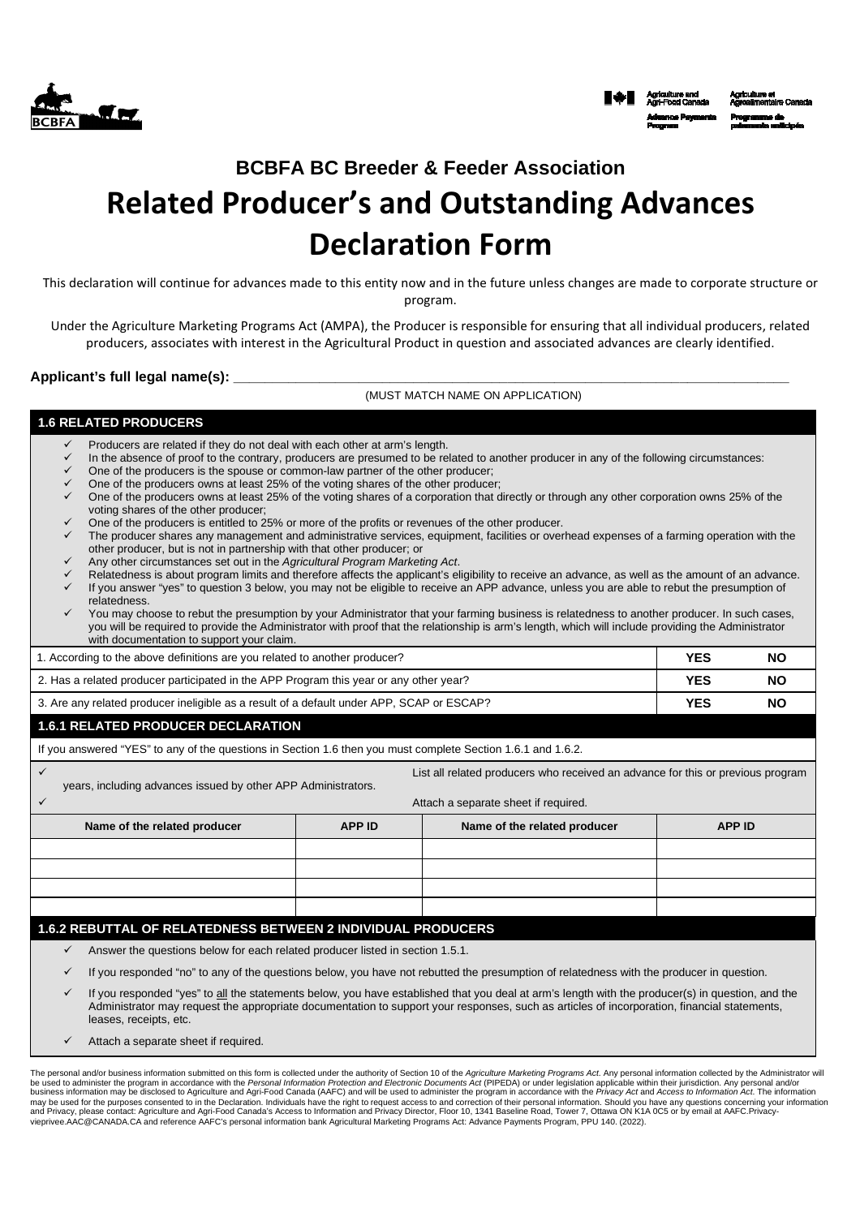# BCBFA BC Breeder & Feeder Association

# Related Producer's and Outstanding Advances Declaration Form

This declaration will continue for advances made to this entity now and in the future unless changes are made to corporate structure or program.

Under the Agriculture Marketing Programs Act (AMPA), the Producer is responsible for ensuring that all individual producers, related producers, associates with interest in the Agricultural Product in question and associated advances are clearly identified.

**Applicant's full legal name(s):** \_\_\_\_\_\_\_\_\_\_\_\_\_\_\_\_\_\_\_\_\_\_\_\_\_\_\_\_\_\_\_\_\_\_\_\_\_\_\_\_\_\_\_\_\_\_\_\_\_\_\_\_\_\_\_\_\_\_\_\_\_\_

(MUST MATCH NAME ON APPLICATION)

## 1.6 RELATED PRODUCERS

- ✓ Producers are related if they do not deal with each other at arm's length.
- ✓ In the absence of proof to the contrary, producers are presumed to be related to another producer in any of the following circumstances:
- ✓ One of the producers is the spouse or common-law partner of the other producer;
- ✓ One of the producers owns at least 25% of the voting shares of the other producer;
- ✓ One of the producers owns at least 25% of the voting shares of a corporation that directly or through any other corporation owns 25% of the voting shares of the other producer;
- ✓ One of the producers is entitled to 25% or more of the profits or revenues of the other producer.
- ✓ The producer shares any management and administrative services, equipment, facilities or overhead expenses of a farming operation with the other producer, but is not in partnership with that other producer; or
- ✓ Any other circumstances set out in the *Agricultural Program Marketing Act*.
- ✓ Relatedness is about program limits and therefore affects the applicant's eligibility to receive an advance, as well as the amount of an advance.
- ✓ If you answer "yes" to question 3 below, you may not be eligible to receive an APP advance, unless you are able to rebut the presumption of relatedness.
- ✓ You may choose to rebut the presumption by your Administrator that your farming business is relatedness to another producer. In such cases, you will be required to provide the Administrator with proof that the relationship is arm's length, which will include providing the Administrator with documentation to support your claim.

| Question | | |
|---|---|---|
| 1. According to the above definitions are you related to another producer? | **YES** | **NO** |
| 2. Has a related producer participated in the APP Program this year or any other year? | **YES** | **NO** |
| 3. Are any related producer ineligible as a result of a default under APP, SCAP or ESCAP? | **YES** | **NO** |

## 1.6.1 RELATED PRODUCER DECLARATION

If you answered "YES" to any of the questions in Section 1.6 then you must complete Section 1.6.1 and 1.6.2.

- ✓ List all related producers who received an advance for this or previous program years, including advances issued by other APP Administrators.
- ✓ Attach a separate sheet if required.

| Name of the related producer | APP ID | Name of the related producer | APP ID |
|---|---|---|---|
| | | | |
| | | | |
| | | | |
| | | | |

## 1.6.2 REBUTTAL OF RELATEDNESS BETWEEN 2 INDIVIDUAL PRODUCERS

- ✓ Answer the questions below for each related producer listed in section 1.5.1.
- ✓ If you responded "no" to any of the questions below, you have not rebutted the presumption of relatedness with the producer in question.
- ✓ If you responded "yes" to all the statements below, you have established that you deal at arm's length with the producer(s) in question, and the Administrator may request the appropriate documentation to support your responses, such as articles of incorporation, financial statements, leases, receipts, etc.
- ✓ Attach a separate sheet if required.

The personal and/or business information submitted on this form is collected under the authority of Section 10 of the *Agriculture Marketing Programs Act*. Any personal information collected by the Administrator will be used to administer the program in accordance with the *Personal Information Protection and Electronic Documents Act* (PIPEDA) or under legislation applicable within their jurisdiction. Any personal and/or business information may be disclosed to Agriculture and Agri-Food Canada (AAFC) and will be used to administer the program in accordance with the *Privacy Act* and *Access to Information Act*. The information may be used for the purposes consented to in the Declaration. Individuals have the right to request access to and correction of their personal information. Should you have any questions concerning your information and Privacy, please contact: Agriculture and Agri-Food Canada's Access to Information and Privacy Director, Floor 10, 1341 Baseline Road, Tower 7, Ottawa ON K1A 0C5 or by email at AAFC.Privacy-vieprivee.AAC@CANADA.CA and reference AAFC's personal information bank Agricultural Marketing Programs Act: Advance Payments Program, PPU 140. (2022).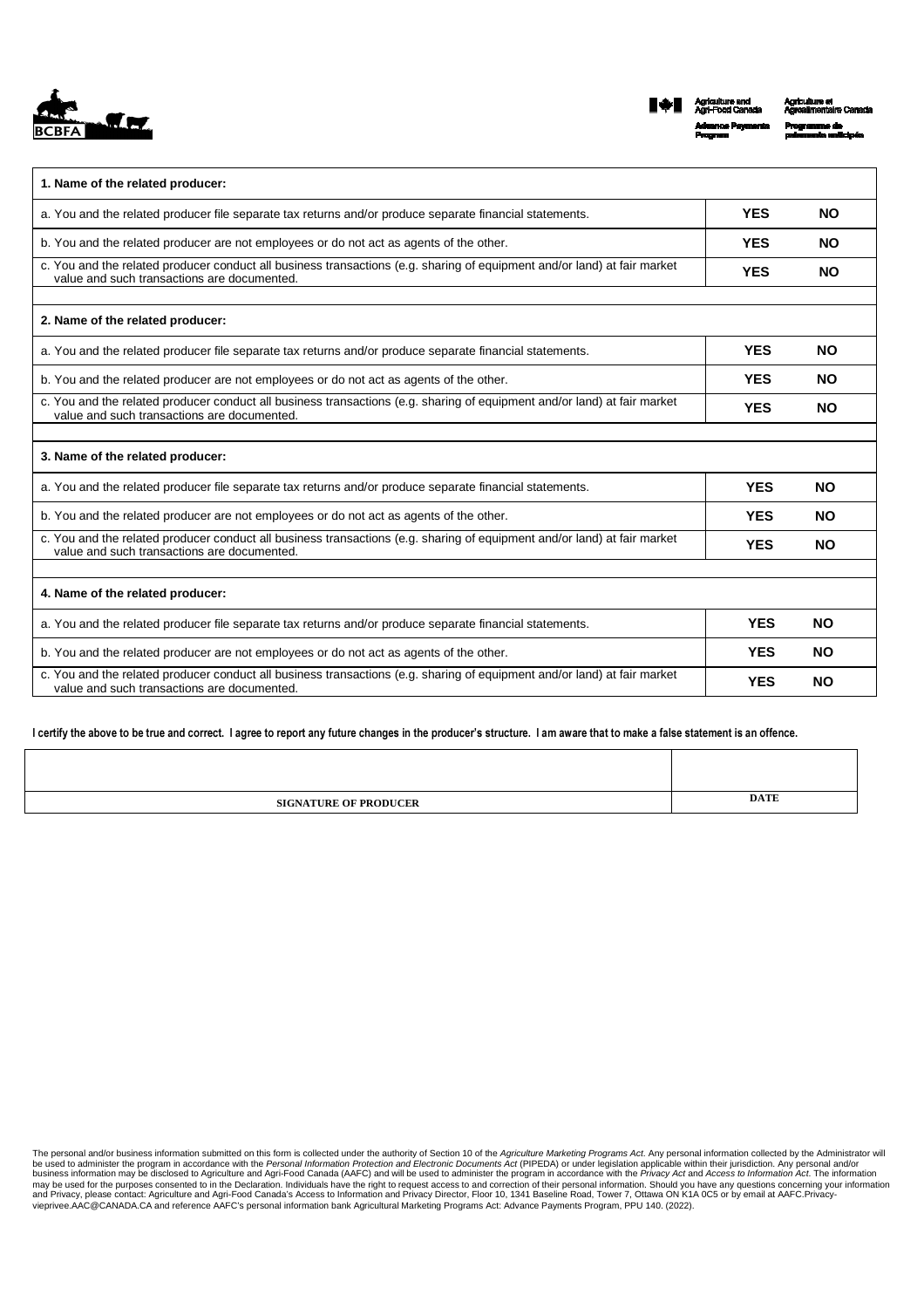| | | |
|---|---|---|
| **1. Name of the related producer:** | | |
| a. You and the related producer file separate tax returns and/or produce separate financial statements. | **YES** | **NO** |
| b. You and the related producer are not employees or do not act as agents of the other. | **YES** | **NO** |
| c. You and the related producer conduct all business transactions (e.g. sharing of equipment and/or land) at fair market value and such transactions are documented. | **YES** | **NO** |
| **2. Name of the related producer:** | | |
| a. You and the related producer file separate tax returns and/or produce separate financial statements. | **YES** | **NO** |
| b. You and the related producer are not employees or do not act as agents of the other. | **YES** | **NO** |
| c. You and the related producer conduct all business transactions (e.g. sharing of equipment and/or land) at fair market value and such transactions are documented. | **YES** | **NO** |
| **3. Name of the related producer:** | | |
| a. You and the related producer file separate tax returns and/or produce separate financial statements. | **YES** | **NO** |
| b. You and the related producer are not employees or do not act as agents of the other. | **YES** | **NO** |
| c. You and the related producer conduct all business transactions (e.g. sharing of equipment and/or land) at fair market value and such transactions are documented. | **YES** | **NO** |
| **4. Name of the related producer:** | | |
| a. You and the related producer file separate tax returns and/or produce separate financial statements. | **YES** | **NO** |
| b. You and the related producer are not employees or do not act as agents of the other. | **YES** | **NO** |
| c. You and the related producer conduct all business transactions (e.g. sharing of equipment and/or land) at fair market value and such transactions are documented. | **YES** | **NO** |

**I certify the above to be true and correct. I agree to report any future changes in the producer's structure. I am aware that to make a false statement is an offence.**

| | |
|---|---|
| | |
| **SIGNATURE OF PRODUCER** | **DATE** |

The personal and/or business information submitted on this form is collected under the authority of Section 10 of the *Agriculture Marketing Programs Act*. Any personal information collected by the Administrator will be used to administer the program in accordance with the *Personal Information Protection and Electronic Documents Act* (PIPEDA) or under legislation applicable within their jurisdiction. Any personal and/or business information may be disclosed to Agriculture and Agri-Food Canada (AAFC) and will be used to administer the program in accordance with the *Privacy Act* and *Access to Information Act*. The information may be used for the purposes consented to in the Declaration. Individuals have the right to request access to and correction of their personal information. Should you have any questions concerning your information and Privacy, please contact: Agriculture and Agri-Food Canada's Access to Information and Privacy Director, Floor 10, 1341 Baseline Road, Tower 7, Ottawa ON K1A 0C5 or by email at AAFC.Privacy-vieprivee.AAC@CANADA.CA and reference AAFC's personal information bank Agricultural Marketing Programs Act: Advance Payments Program, PPU 140. (2022).